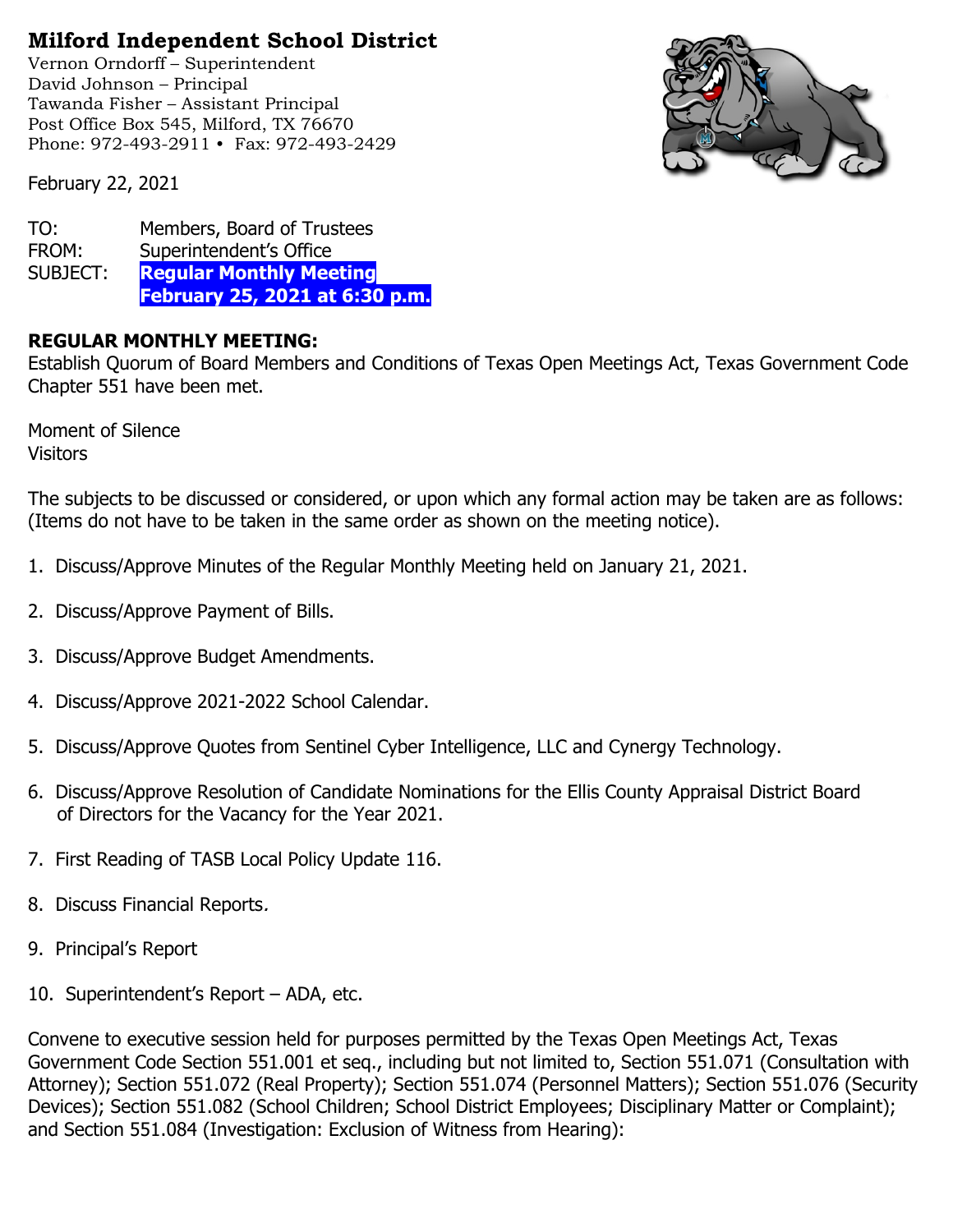# Milford Independent School District

Vernon Orndorff – Superintendent
David Johnson – Principal
Tawanda Fisher – Assistant Principal
Post Office Box 545, Milford, TX 76670
Phone: 972-493-2911 • Fax: 972-493-2429

February 22, 2021

TO: Members, Board of Trustees
FROM: Superintendent's Office
SUBJECT: **Regular Monthly Meeting**
**February 25, 2021 at 6:30 p.m.**

**REGULAR MONTHLY MEETING:**
Establish Quorum of Board Members and Conditions of Texas Open Meetings Act, Texas Government Code Chapter 551 have been met.

Moment of Silence
Visitors

The subjects to be discussed or considered, or upon which any formal action may be taken are as follows: (Items do not have to be taken in the same order as shown on the meeting notice).

1. Discuss/Approve Minutes of the Regular Monthly Meeting held on January 21, 2021.

2. Discuss/Approve Payment of Bills.

3. Discuss/Approve Budget Amendments.

4. Discuss/Approve 2021-2022 School Calendar.

5. Discuss/Approve Quotes from Sentinel Cyber Intelligence, LLC and Cynergy Technology.

6. Discuss/Approve Resolution of Candidate Nominations for the Ellis County Appraisal District Board of Directors for the Vacancy for the Year 2021.

7. First Reading of TASB Local Policy Update 116.

8. Discuss Financial Reports.

9. Principal's Report

10. Superintendent's Report – ADA, etc.

Convene to executive session held for purposes permitted by the Texas Open Meetings Act, Texas Government Code Section 551.001 et seq., including but not limited to, Section 551.071 (Consultation with Attorney); Section 551.072 (Real Property); Section 551.074 (Personnel Matters); Section 551.076 (Security Devices); Section 551.082 (School Children; School District Employees; Disciplinary Matter or Complaint); and Section 551.084 (Investigation: Exclusion of Witness from Hearing):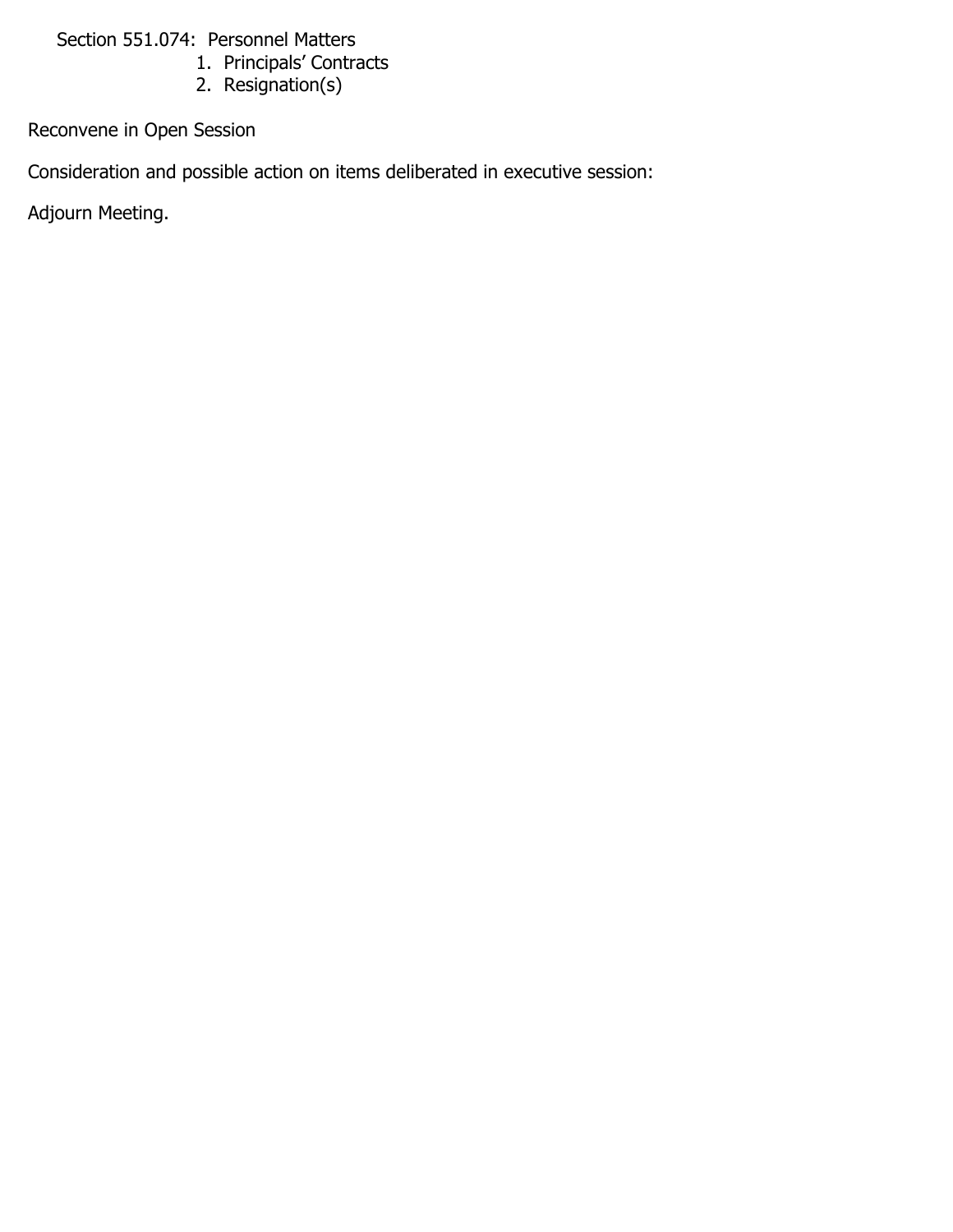Section 551.074: Personnel Matters

1. Principals' Contracts
2. Resignation(s)

Reconvene in Open Session

Consideration and possible action on items deliberated in executive session:

Adjourn Meeting.